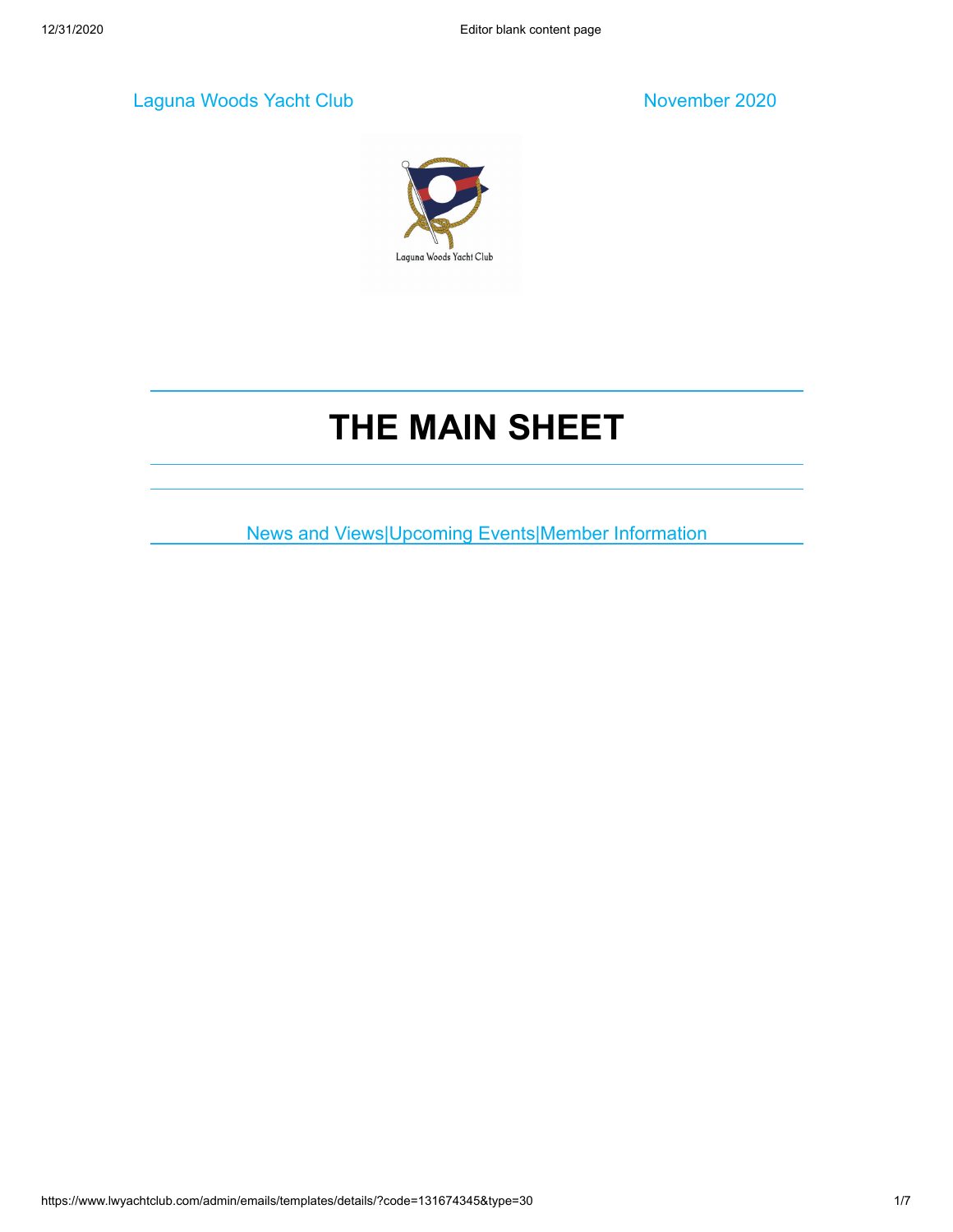Laguna Woods Yacht Club | November 2020

Laguna Woods Yacht Club

# THE MAIN SHEET

News and Views|Upcoming Events|Member Information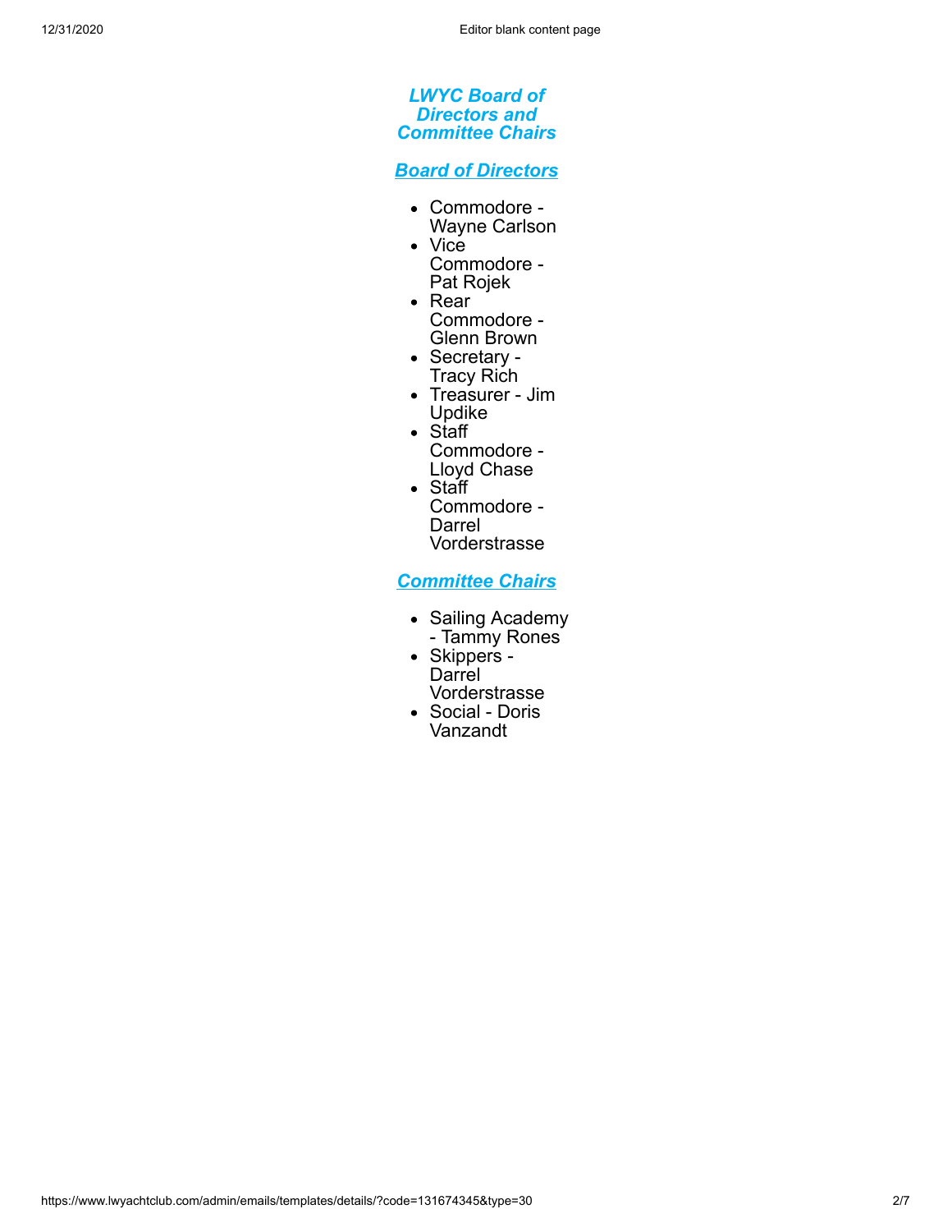## *LWYC Board of Directors and Committee Chairs*

### *Board of Directors*

- Commodore - Wayne Carlson
- Vice Commodore - Pat Rojek
- Rear Commodore - Glenn Brown
- Secretary - Tracy Rich
- Treasurer - Jim Updike
- Staff Commodore - Lloyd Chase
- Staff Commodore - Darrel Vorderstrasse

### *Committee Chairs*

- Sailing Academy - Tammy Rones
- Skippers - Darrel Vorderstrasse
- Social - Doris Vanzandt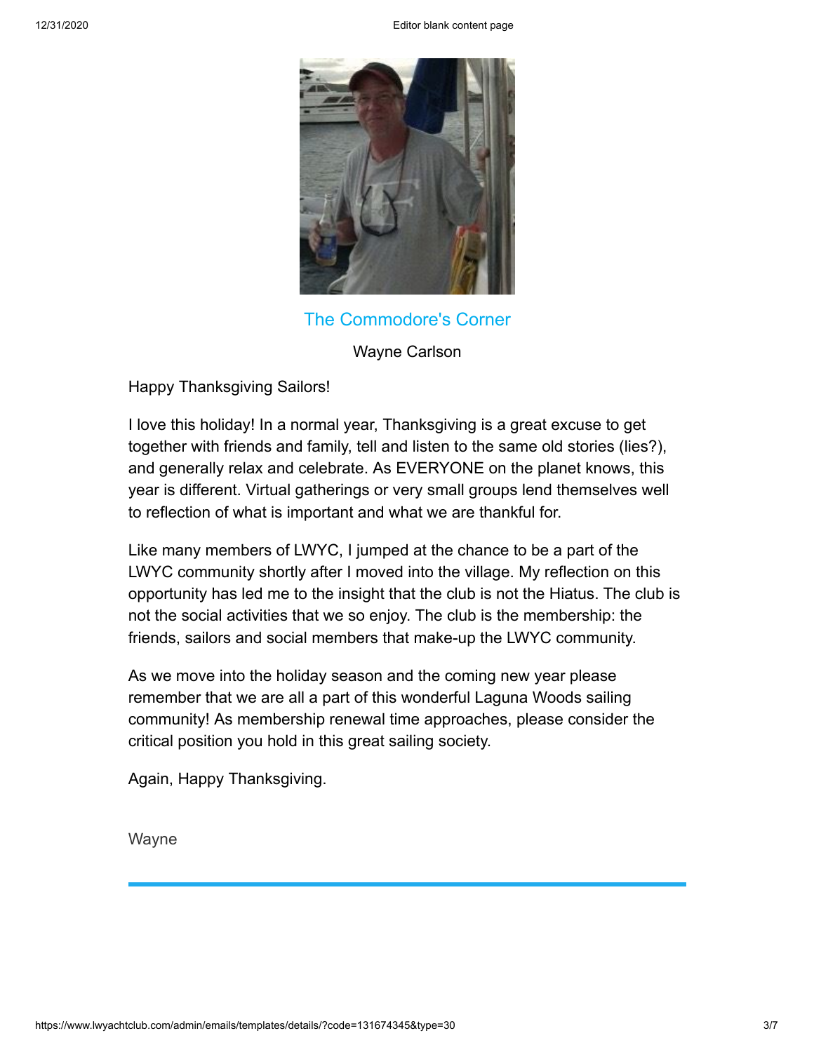## The Commodore's Corner

Wayne Carlson

Happy Thanksgiving Sailors!

I love this holiday! In a normal year, Thanksgiving is a great excuse to get together with friends and family, tell and listen to the same old stories (lies?), and generally relax and celebrate. As EVERYONE on the planet knows, this year is different. Virtual gatherings or very small groups lend themselves well to reflection of what is important and what we are thankful for.

Like many members of LWYC, I jumped at the chance to be a part of the LWYC community shortly after I moved into the village. My reflection on this opportunity has led me to the insight that the club is not the Hiatus. The club is not the social activities that we so enjoy. The club is the membership: the friends, sailors and social members that make-up the LWYC community.

As we move into the holiday season and the coming new year please remember that we are all a part of this wonderful Laguna Woods sailing community! As membership renewal time approaches, please consider the critical position you hold in this great sailing society.

Again, Happy Thanksgiving.

Wayne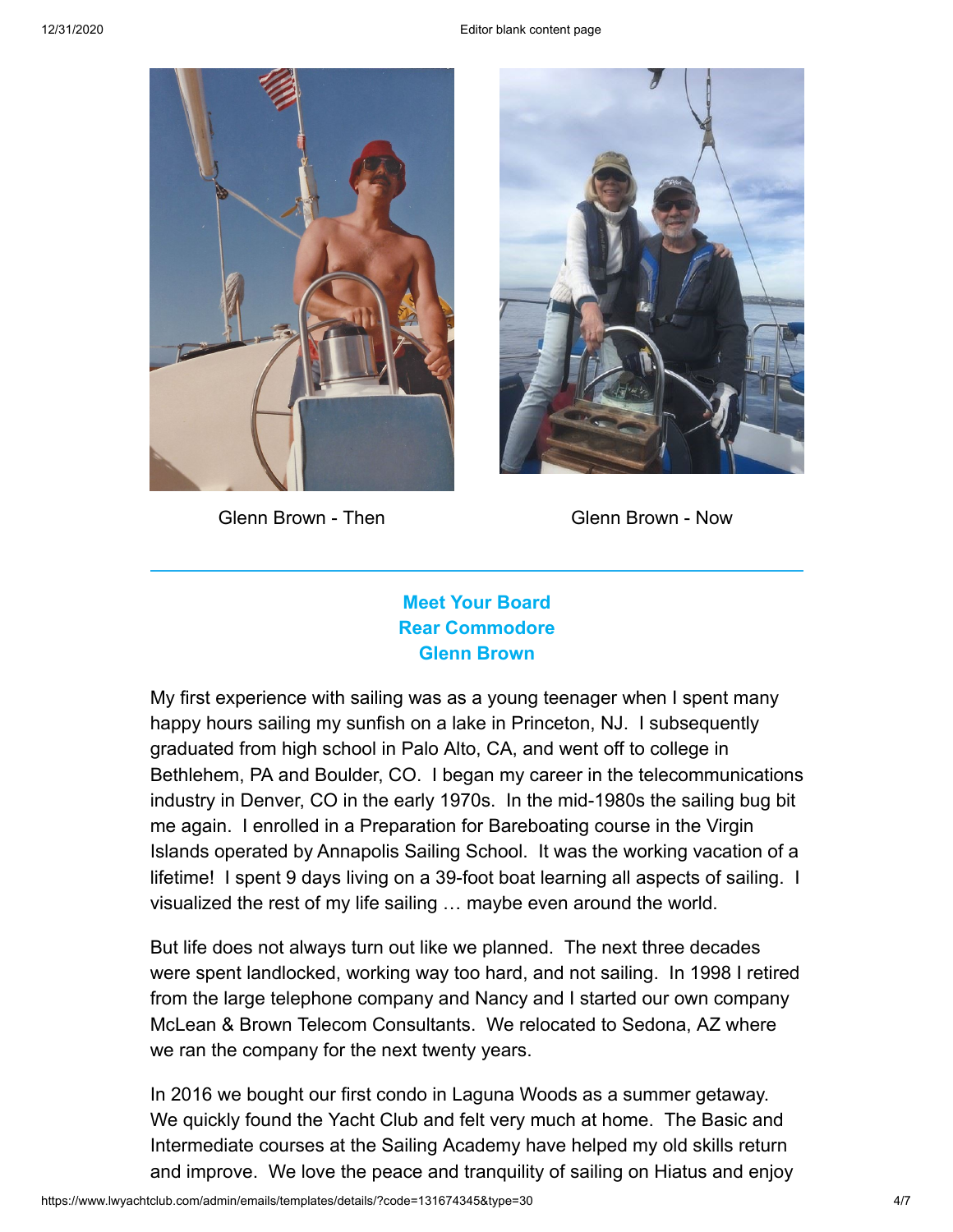Glenn Brown - Then

Glenn Brown - Now

---

## Meet Your Board
## Rear Commodore
## Glenn Brown

My first experience with sailing was as a young teenager when I spent many happy hours sailing my sunfish on a lake in Princeton, NJ. I subsequently graduated from high school in Palo Alto, CA, and went off to college in Bethlehem, PA and Boulder, CO. I began my career in the telecommunications industry in Denver, CO in the early 1970s. In the mid-1980s the sailing bug bit me again. I enrolled in a Preparation for Bareboating course in the Virgin Islands operated by Annapolis Sailing School. It was the working vacation of a lifetime! I spent 9 days living on a 39-foot boat learning all aspects of sailing. I visualized the rest of my life sailing … maybe even around the world.

But life does not always turn out like we planned. The next three decades were spent landlocked, working way too hard, and not sailing. In 1998 I retired from the large telephone company and Nancy and I started our own company McLean & Brown Telecom Consultants. We relocated to Sedona, AZ where we ran the company for the next twenty years.

In 2016 we bought our first condo in Laguna Woods as a summer getaway. We quickly found the Yacht Club and felt very much at home. The Basic and Intermediate courses at the Sailing Academy have helped my old skills return and improve. We love the peace and tranquility of sailing on Hiatus and enjoy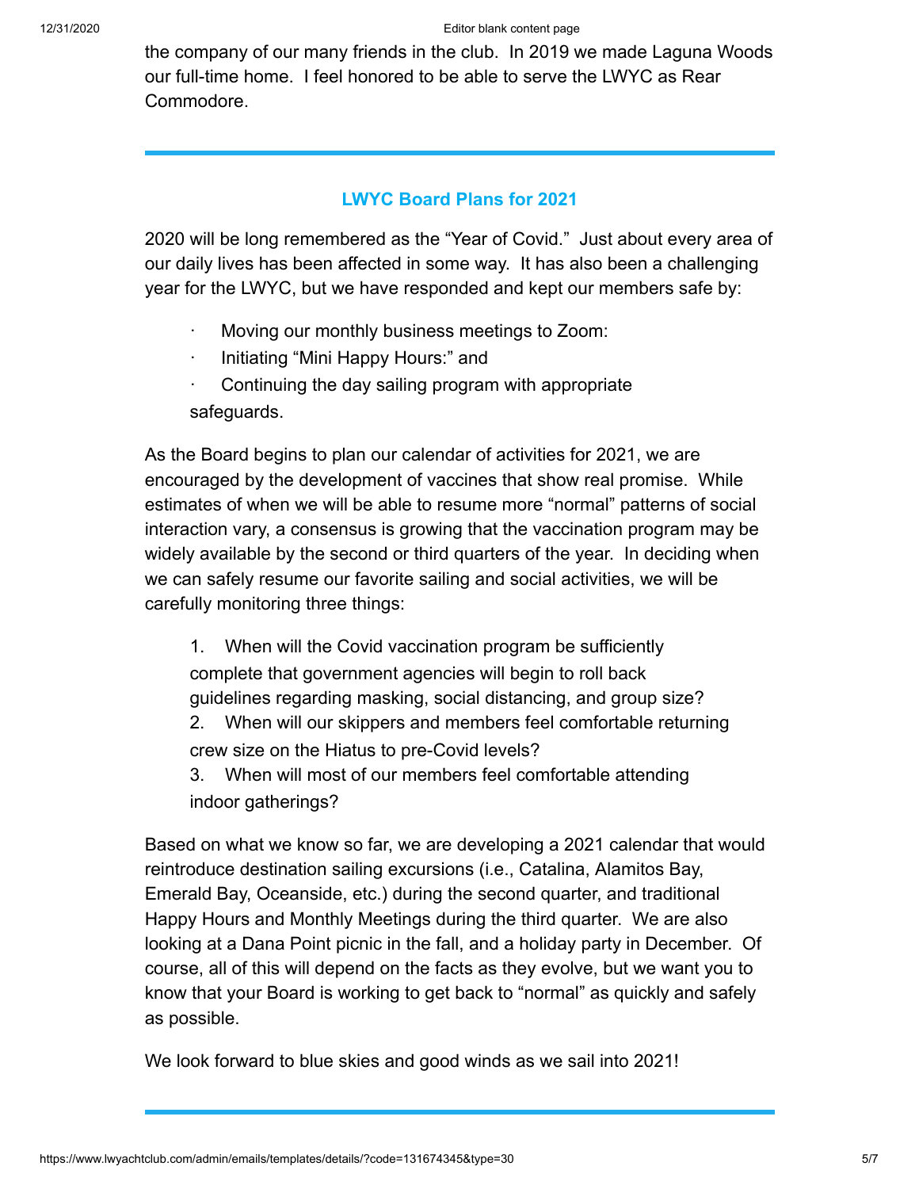the company of our many friends in the club. In 2019 we made Laguna Woods our full-time home. I feel honored to be able to serve the LWYC as Rear Commodore.

---

## LWYC Board Plans for 2021

2020 will be long remembered as the "Year of Covid." Just about every area of our daily lives has been affected in some way. It has also been a challenging year for the LWYC, but we have responded and kept our members safe by:

- Moving our monthly business meetings to Zoom:
- Initiating "Mini Happy Hours:" and
- Continuing the day sailing program with appropriate safeguards.

As the Board begins to plan our calendar of activities for 2021, we are encouraged by the development of vaccines that show real promise. While estimates of when we will be able to resume more "normal" patterns of social interaction vary, a consensus is growing that the vaccination program may be widely available by the second or third quarters of the year. In deciding when we can safely resume our favorite sailing and social activities, we will be carefully monitoring three things:

1. When will the Covid vaccination program be sufficiently complete that government agencies will begin to roll back guidelines regarding masking, social distancing, and group size?
2. When will our skippers and members feel comfortable returning crew size on the Hiatus to pre-Covid levels?
3. When will most of our members feel comfortable attending indoor gatherings?

Based on what we know so far, we are developing a 2021 calendar that would reintroduce destination sailing excursions (i.e., Catalina, Alamitos Bay, Emerald Bay, Oceanside, etc.) during the second quarter, and traditional Happy Hours and Monthly Meetings during the third quarter. We are also looking at a Dana Point picnic in the fall, and a holiday party in December. Of course, all of this will depend on the facts as they evolve, but we want you to know that your Board is working to get back to "normal" as quickly and safely as possible.

We look forward to blue skies and good winds as we sail into 2021!

---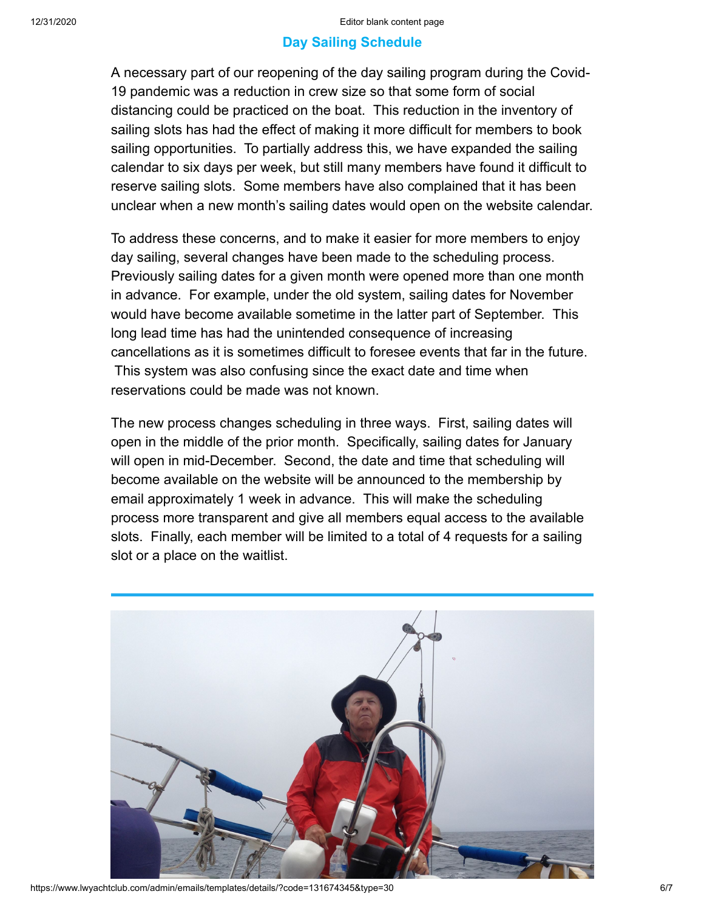## Day Sailing Schedule

A necessary part of our reopening of the day sailing program during the Covid-19 pandemic was a reduction in crew size so that some form of social distancing could be practiced on the boat. This reduction in the inventory of sailing slots has had the effect of making it more difficult for members to book sailing opportunities. To partially address this, we have expanded the sailing calendar to six days per week, but still many members have found it difficult to reserve sailing slots. Some members have also complained that it has been unclear when a new month's sailing dates would open on the website calendar.

To address these concerns, and to make it easier for more members to enjoy day sailing, several changes have been made to the scheduling process. Previously sailing dates for a given month were opened more than one month in advance. For example, under the old system, sailing dates for November would have become available sometime in the latter part of September. This long lead time has had the unintended consequence of increasing cancellations as it is sometimes difficult to foresee events that far in the future. This system was also confusing since the exact date and time when reservations could be made was not known.

The new process changes scheduling in three ways. First, sailing dates will open in the middle of the prior month. Specifically, sailing dates for January will open in mid-December. Second, the date and time that scheduling will become available on the website will be announced to the membership by email approximately 1 week in advance. This will make the scheduling process more transparent and give all members equal access to the available slots. Finally, each member will be limited to a total of 4 requests for a sailing slot or a place on the waitlist.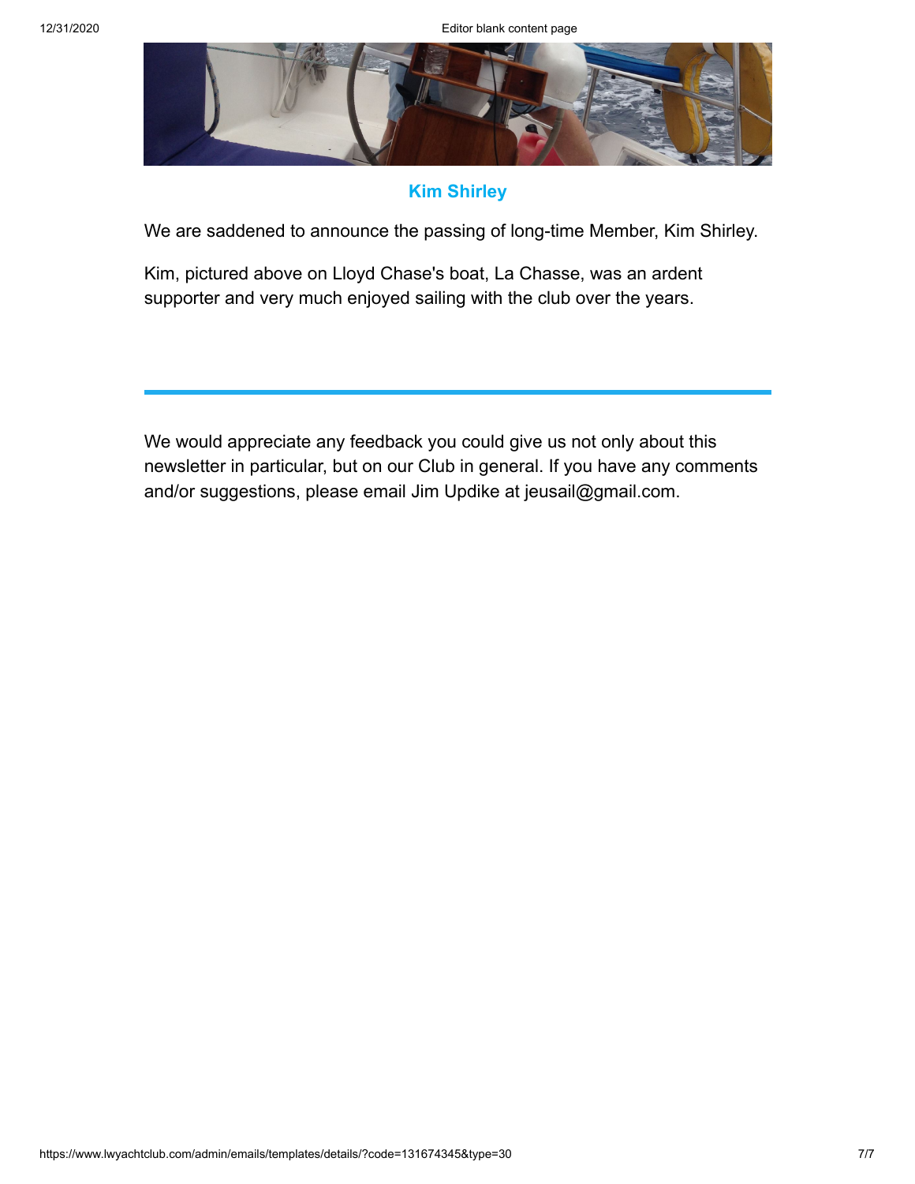## Kim Shirley

We are saddened to announce the passing of long-time Member, Kim Shirley.

Kim, pictured above on Lloyd Chase's boat, La Chasse, was an ardent supporter and very much enjoyed sailing with the club over the years.

---

We would appreciate any feedback you could give us not only about this newsletter in particular, but on our Club in general. If you have any comments and/or suggestions, please email Jim Updike at jeusail@gmail.com.